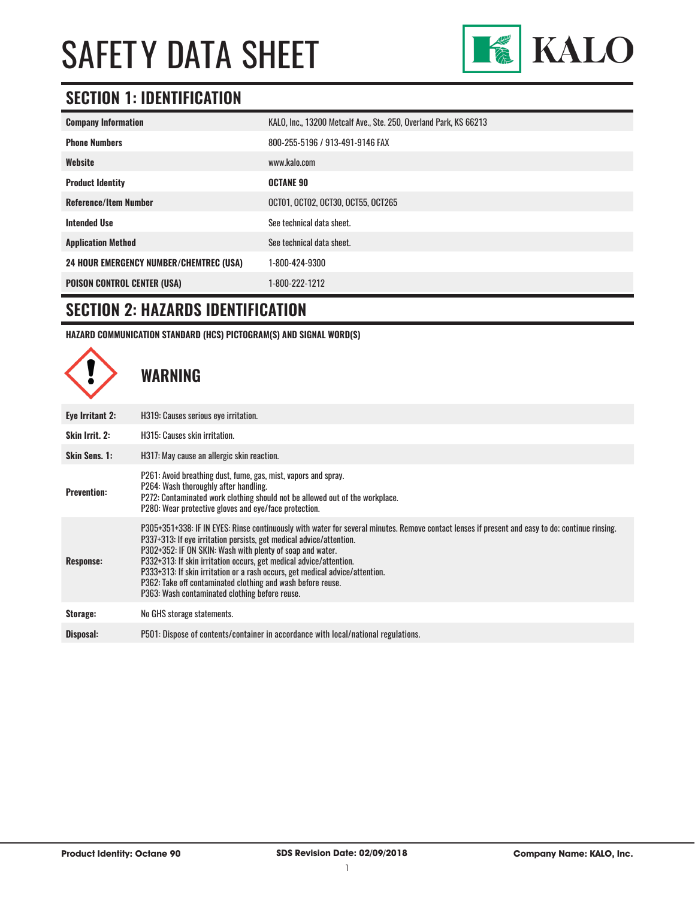# SAFETY DATA SHEET

KALO

## SECTION 1: IDENTIFICATION

| | |
|---|---|
| **Company Information** | KALO, Inc., 13200 Metcalf Ave., Ste. 250, Overland Park, KS 66213 |
| **Phone Numbers** | 800-255-5196 / 913-491-9146 FAX |
| **Website** | www.kalo.com |
| **Product Identity** | **OCTANE 90** |
| **Reference/Item Number** | OCT01, OCT02, OCT30, OCT55, OCT265 |
| **Intended Use** | See technical data sheet. |
| **Application Method** | See technical data sheet. |
| **24 HOUR EMERGENCY NUMBER/CHEMTREC (USA)** | 1-800-424-9300 |
| **POISON CONTROL CENTER (USA)** | 1-800-222-1212 |

## SECTION 2: HAZARDS IDENTIFICATION

**HAZARD COMMUNICATION STANDARD (HCS) PICTOGRAM(S) AND SIGNAL WORD(S)**

### WARNING

| | |
|---|---|
| **Eye Irritant 2:** | H319: Causes serious eye irritation. |
| **Skin Irrit. 2:** | H315: Causes skin irritation. |
| **Skin Sens. 1:** | H317: May cause an allergic skin reaction. |
| **Prevention:** | P261: Avoid breathing dust, fume, gas, mist, vapors and spray.<br>P264: Wash thoroughly after handling.<br>P272: Contaminated work clothing should not be allowed out of the workplace.<br>P280: Wear protective gloves and eye/face protection. |
| **Response:** | P305+351+338: IF IN EYES: Rinse continuously with water for several minutes. Remove contact lenses if present and easy to do; continue rinsing.<br>P337+313: If eye irritation persists, get medical advice/attention.<br>P302+352: IF ON SKIN: Wash with plenty of soap and water.<br>P332+313: If skin irritation occurs, get medical advice/attention.<br>P333+313: If skin irritation or a rash occurs, get medical advice/attention.<br>P362: Take off contaminated clothing and wash before reuse.<br>P363: Wash contaminated clothing before reuse. |
| **Storage:** | No GHS storage statements. |
| **Disposal:** | P501: Dispose of contents/container in accordance with local/national regulations. |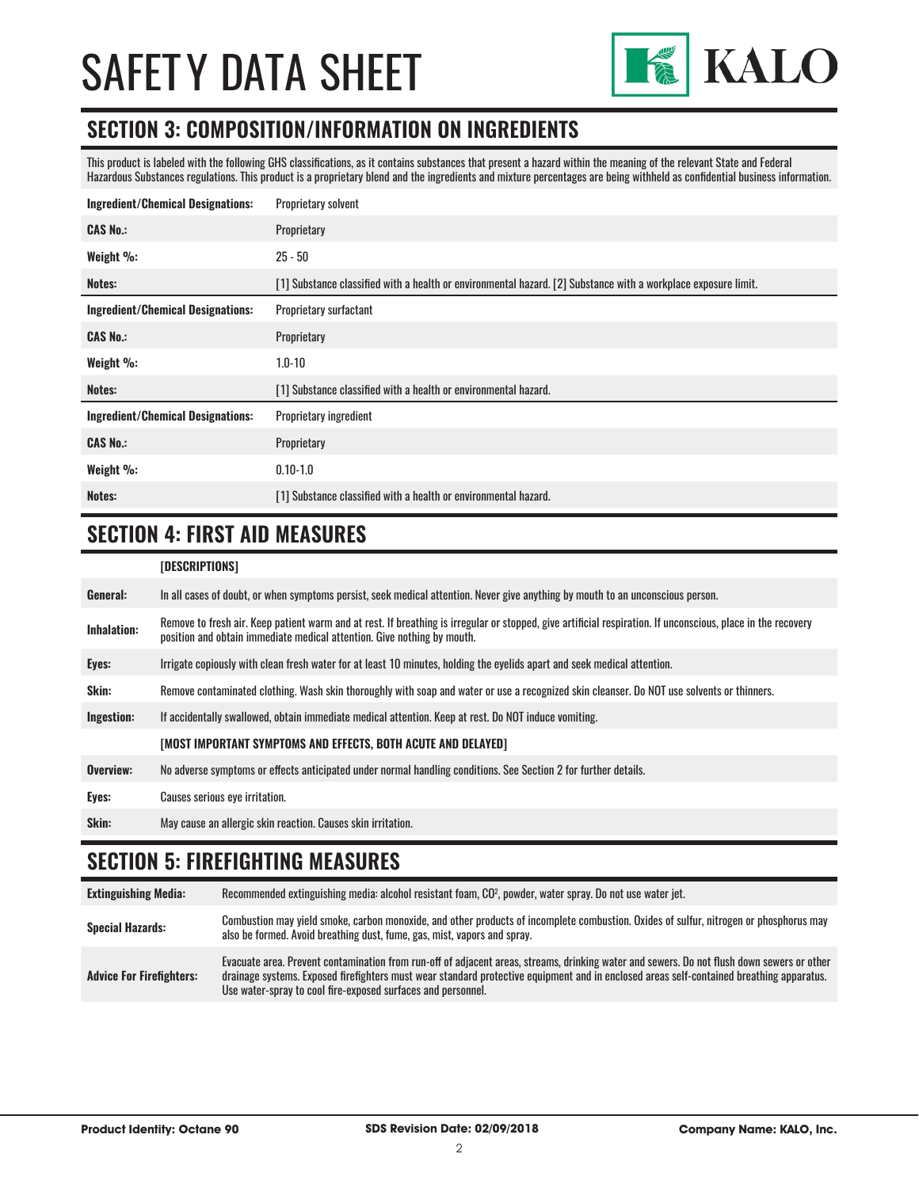# SAFETY DATA SHEET

## SECTION 3: COMPOSITION/INFORMATION ON INGREDIENTS

This product is labeled with the following GHS classifications, as it contains substances that present a hazard within the meaning of the relevant State and Federal Hazardous Substances regulations. This product is a proprietary blend and the ingredients and mixture percentages are being withheld as confidential business information.

| | |
|---|---|
| **Ingredient/Chemical Designations:** | Proprietary solvent |
| **CAS No.:** | Proprietary |
| **Weight %:** | 25 - 50 |
| **Notes:** | [1] Substance classified with a health or environmental hazard. [2] Substance with a workplace exposure limit. |
| **Ingredient/Chemical Designations:** | Proprietary surfactant |
| **CAS No.:** | Proprietary |
| **Weight %:** | 1.0-10 |
| **Notes:** | [1] Substance classified with a health or environmental hazard. |
| **Ingredient/Chemical Designations:** | Proprietary ingredient |
| **CAS No.:** | Proprietary |
| **Weight %:** | 0.10-1.0 |
| **Notes:** | [1] Substance classified with a health or environmental hazard. |

## SECTION 4: FIRST AID MEASURES

| | |
|---|---|
| | **[DESCRIPTIONS]** |
| **General:** | In all cases of doubt, or when symptoms persist, seek medical attention. Never give anything by mouth to an unconscious person. |
| **Inhalation:** | Remove to fresh air. Keep patient warm and at rest. If breathing is irregular or stopped, give artificial respiration. If unconscious, place in the recovery position and obtain immediate medical attention. Give nothing by mouth. |
| **Eyes:** | Irrigate copiously with clean fresh water for at least 10 minutes, holding the eyelids apart and seek medical attention. |
| **Skin:** | Remove contaminated clothing. Wash skin thoroughly with soap and water or use a recognized skin cleanser. Do NOT use solvents or thinners. |
| **Ingestion:** | If accidentally swallowed, obtain immediate medical attention. Keep at rest. Do NOT induce vomiting. |
| | **[MOST IMPORTANT SYMPTOMS AND EFFECTS, BOTH ACUTE AND DELAYED]** |
| **Overview:** | No adverse symptoms or effects anticipated under normal handling conditions. See Section 2 for further details. |
| **Eyes:** | Causes serious eye irritation. |
| **Skin:** | May cause an allergic skin reaction. Causes skin irritation. |

## SECTION 5: FIREFIGHTING MEASURES

| | |
|---|---|
| **Extinguishing Media:** | Recommended extinguishing media: alcohol resistant foam, $CO^2$, powder, water spray. Do not use water jet. |
| **Special Hazards:** | Combustion may yield smoke, carbon monoxide, and other products of incomplete combustion. Oxides of sulfur, nitrogen or phosphorus may also be formed. Avoid breathing dust, fume, gas, mist, vapors and spray. |
| **Advice For Firefighters:** | Evacuate area. Prevent contamination from run-off of adjacent areas, streams, drinking water and sewers. Do not flush down sewers or other drainage systems. Exposed firefighters must wear standard protective equipment and in enclosed areas self-contained breathing apparatus. Use water-spray to cool fire-exposed surfaces and personnel. |

**Product Identity: Octane 90** | **SDS Revision Date: 02/09/2018** | **Company Name: KALO, Inc.**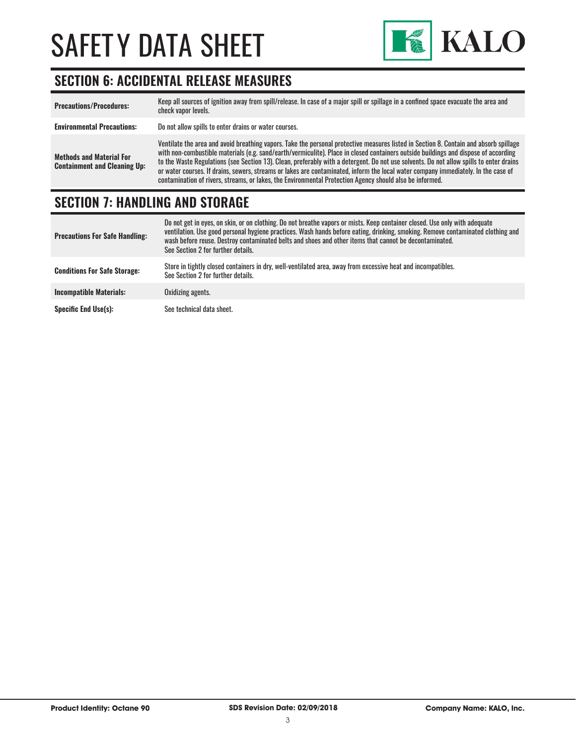## SECTION 6: ACCIDENTAL RELEASE MEASURES

| | |
|---|---|
| **Precautions/Procedures:** | Keep all sources of ignition away from spill/release. In case of a major spill or spillage in a confined space evacuate the area and check vapor levels. |
| **Environmental Precautions:** | Do not allow spills to enter drains or water courses. |
| **Methods and Material For Containment and Cleaning Up:** | Ventilate the area and avoid breathing vapors. Take the personal protective measures listed in Section 8. Contain and absorb spillage with non-combustible materials (e.g. sand/earth/vermiculite). Place in closed containers outside buildings and dispose of according to the Waste Regulations (see Section 13). Clean, preferably with a detergent. Do not use solvents. Do not allow spills to enter drains or water courses. If drains, sewers, streams or lakes are contaminated, inform the local water company immediately. In the case of contamination of rivers, streams, or lakes, the Environmental Protection Agency should also be informed. |

## SECTION 7: HANDLING AND STORAGE

| | |
|---|---|
| **Precautions For Safe Handling:** | Do not get in eyes, on skin, or on clothing. Do not breathe vapors or mists. Keep container closed. Use only with adequate ventilation. Use good personal hygiene practices. Wash hands before eating, drinking, smoking. Remove contaminated clothing and wash before reuse. Destroy contaminated belts and shoes and other items that cannot be decontaminated. See Section 2 for further details. |
| **Conditions For Safe Storage:** | Store in tightly closed containers in dry, well-ventilated area, away from excessive heat and incompatibles. See Section 2 for further details. |
| **Incompatible Materials:** | Oxidizing agents. |
| **Specific End Use(s):** | See technical data sheet. |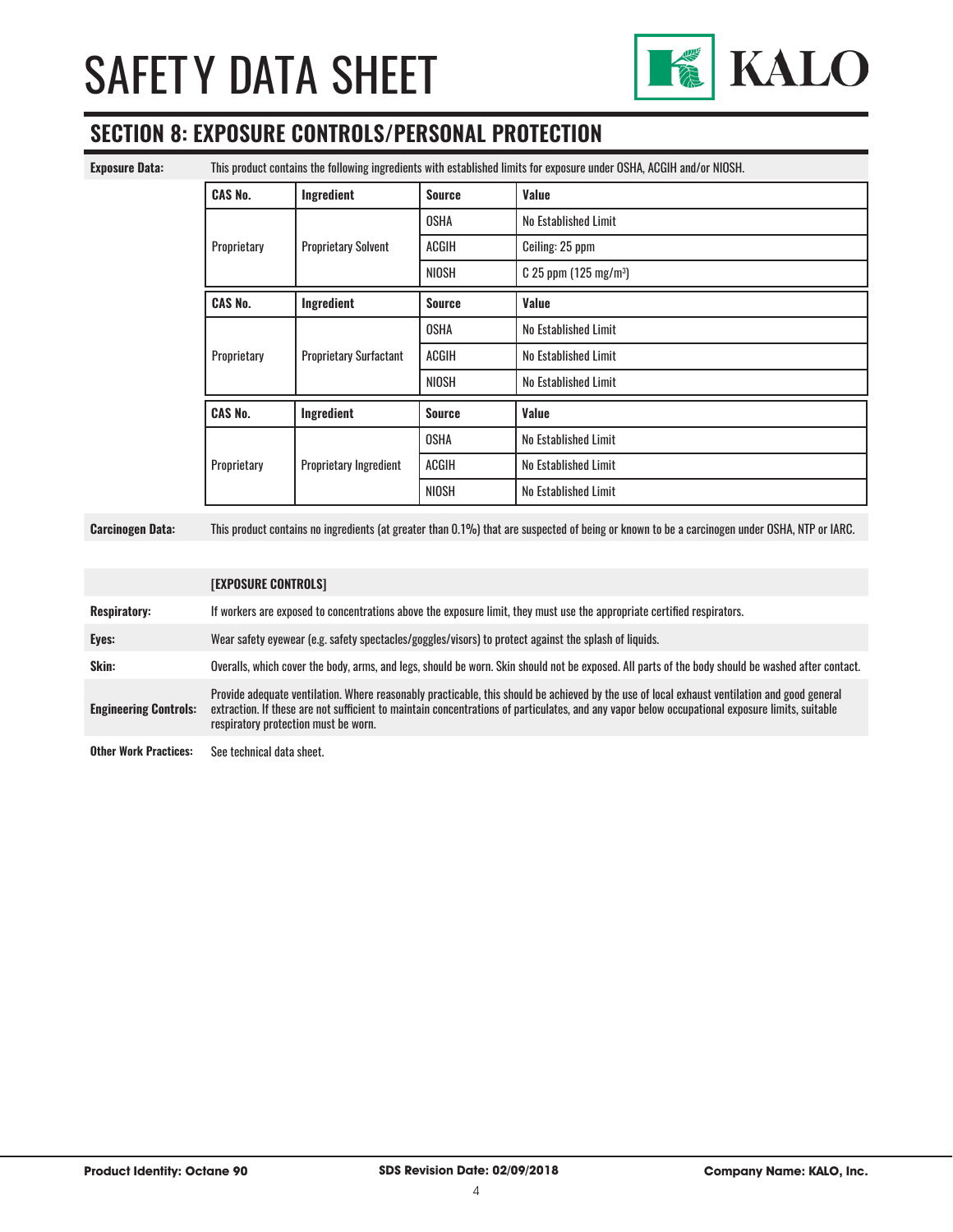## SECTION 8: EXPOSURE CONTROLS/PERSONAL PROTECTION

**Exposure Data:** This product contains the following ingredients with established limits for exposure under OSHA, ACGIH and/or NIOSH.

| CAS No. | Ingredient | Source | Value |
|---|---|---|---|
| Proprietary | Proprietary Solvent | OSHA | No Established Limit |
| | | ACGIH | Ceiling: 25 ppm |
| | | NIOSH | C 25 ppm (125 mg/m$^3$) |

| CAS No. | Ingredient | Source | Value |
|---|---|---|---|
| Proprietary | Proprietary Surfactant | OSHA | No Established Limit |
| | | ACGIH | No Established Limit |
| | | NIOSH | No Established Limit |

| CAS No. | Ingredient | Source | Value |
|---|---|---|---|
| Proprietary | Proprietary Ingredient | OSHA | No Established Limit |
| | | ACGIH | No Established Limit |
| | | NIOSH | No Established Limit |

**Carcinogen Data:** This product contains no ingredients (at greater than 0.1%) that are suspected of being or known to be a carcinogen under OSHA, NTP or IARC.

**[EXPOSURE CONTROLS]**

**Respiratory:** If workers are exposed to concentrations above the exposure limit, they must use the appropriate certified respirators.

**Eyes:** Wear safety eyewear (e.g. safety spectacles/goggles/visors) to protect against the splash of liquids.

**Skin:** Overalls, which cover the body, arms, and legs, should be worn. Skin should not be exposed. All parts of the body should be washed after contact.

**Engineering Controls:** Provide adequate ventilation. Where reasonably practicable, this should be achieved by the use of local exhaust ventilation and good general extraction. If these are not sufficient to maintain concentrations of particulates, and any vapor below occupational exposure limits, suitable respiratory protection must be worn.

**Other Work Practices:** See technical data sheet.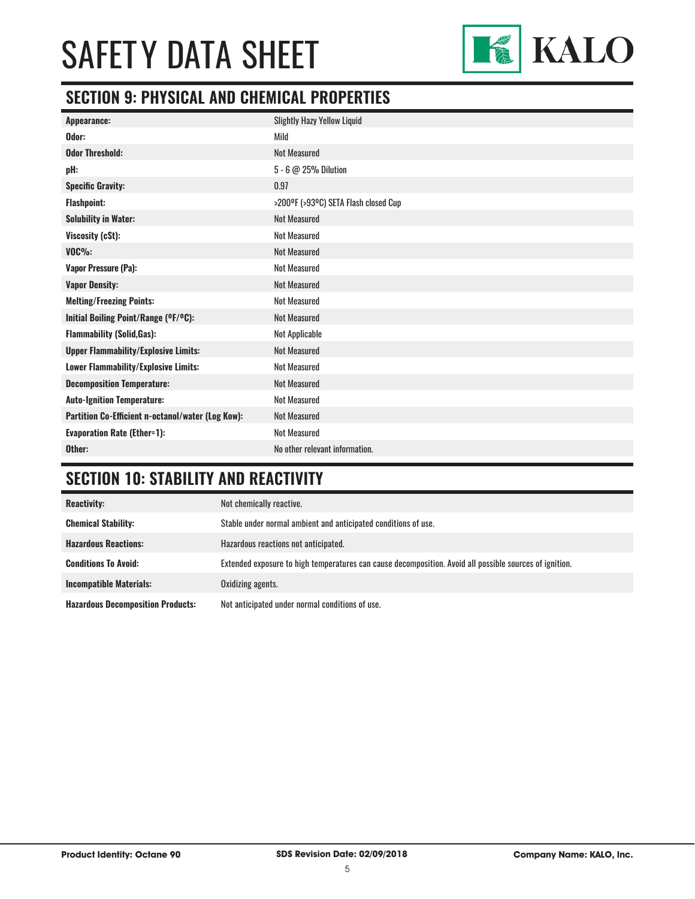# SAFETY DATA SHEET

## SECTION 9: PHYSICAL AND CHEMICAL PROPERTIES

| | |
|---|---|
| **Appearance:** | Slightly Hazy Yellow Liquid |
| **Odor:** | Mild |
| **Odor Threshold:** | Not Measured |
| **pH:** | 5 - 6 @ 25% Dilution |
| **Specific Gravity:** | 0.97 |
| **Flashpoint:** | >200ºF (>93ºC) SETA Flash closed Cup |
| **Solubility in Water:** | Not Measured |
| **Viscosity (cSt):** | Not Measured |
| **VOC%:** | Not Measured |
| **Vapor Pressure (Pa):** | Not Measured |
| **Vapor Density:** | Not Measured |
| **Melting/Freezing Points:** | Not Measured |
| **Initial Boiling Point/Range (ºF/ºC):** | Not Measured |
| **Flammability (Solid,Gas):** | Not Applicable |
| **Upper Flammability/Explosive Limits:** | Not Measured |
| **Lower Flammability/Explosive Limits:** | Not Measured |
| **Decomposition Temperature:** | Not Measured |
| **Auto-Ignition Temperature:** | Not Measured |
| **Partition Co-Efficient n-octanol/water (Log Kow):** | Not Measured |
| **Evaporation Rate (Ether=1):** | Not Measured |
| **Other:** | No other relevant information. |

## SECTION 10: STABILITY AND REACTIVITY

| | |
|---|---|
| **Reactivity:** | Not chemically reactive. |
| **Chemical Stability:** | Stable under normal ambient and anticipated conditions of use. |
| **Hazardous Reactions:** | Hazardous reactions not anticipated. |
| **Conditions To Avoid:** | Extended exposure to high temperatures can cause decomposition. Avoid all possible sources of ignition. |
| **Incompatible Materials:** | Oxidizing agents. |
| **Hazardous Decomposition Products:** | Not anticipated under normal conditions of use. |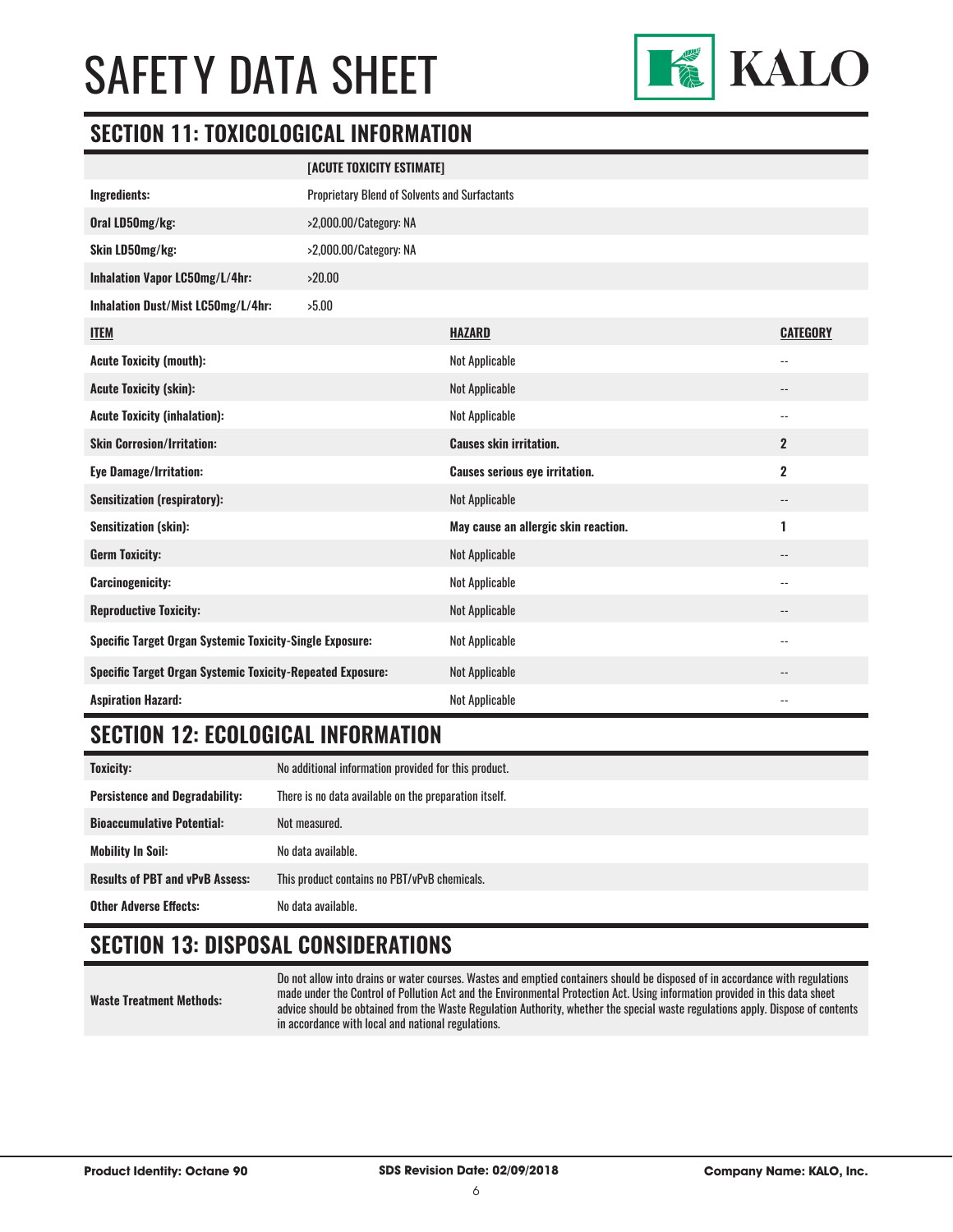## SECTION 11: TOXICOLOGICAL INFORMATION

| | [ACUTE TOXICITY ESTIMATE] |
|---|---|
| **Ingredients:** | Proprietary Blend of Solvents and Surfactants |
| **Oral LD50mg/kg:** | >2,000.00/Category: NA |
| **Skin LD50mg/kg:** | >2,000.00/Category: NA |
| **Inhalation Vapor LC50mg/L/4hr:** | >20.00 |
| **Inhalation Dust/Mist LC50mg/L/4hr:** | >5.00 |

| **ITEM** | **HAZARD** | **CATEGORY** |
|---|---|---|
| **Acute Toxicity (mouth):** | Not Applicable | -- |
| **Acute Toxicity (skin):** | Not Applicable | -- |
| **Acute Toxicity (inhalation):** | Not Applicable | -- |
| **Skin Corrosion/Irritation:** | **Causes skin irritation.** | **2** |
| **Eye Damage/Irritation:** | **Causes serious eye irritation.** | **2** |
| **Sensitization (respiratory):** | Not Applicable | -- |
| **Sensitization (skin):** | **May cause an allergic skin reaction.** | **1** |
| **Germ Toxicity:** | Not Applicable | -- |
| **Carcinogenicity:** | Not Applicable | -- |
| **Reproductive Toxicity:** | Not Applicable | -- |
| **Specific Target Organ Systemic Toxicity-Single Exposure:** | Not Applicable | -- |
| **Specific Target Organ Systemic Toxicity-Repeated Exposure:** | Not Applicable | -- |
| **Aspiration Hazard:** | Not Applicable | -- |

## SECTION 12: ECOLOGICAL INFORMATION

| | |
|---|---|
| **Toxicity:** | No additional information provided for this product. |
| **Persistence and Degradability:** | There is no data available on the preparation itself. |
| **Bioaccumulative Potential:** | Not measured. |
| **Mobility In Soil:** | No data available. |
| **Results of PBT and vPvB Assess:** | This product contains no PBT/vPvB chemicals. |
| **Other Adverse Effects:** | No data available. |

## SECTION 13: DISPOSAL CONSIDERATIONS

| | |
|---|---|
| **Waste Treatment Methods:** | Do not allow into drains or water courses. Wastes and emptied containers should be disposed of in accordance with regulations made under the Control of Pollution Act and the Environmental Protection Act. Using information provided in this data sheet advice should be obtained from the Waste Regulation Authority, whether the special waste regulations apply. Dispose of contents in accordance with local and national regulations. |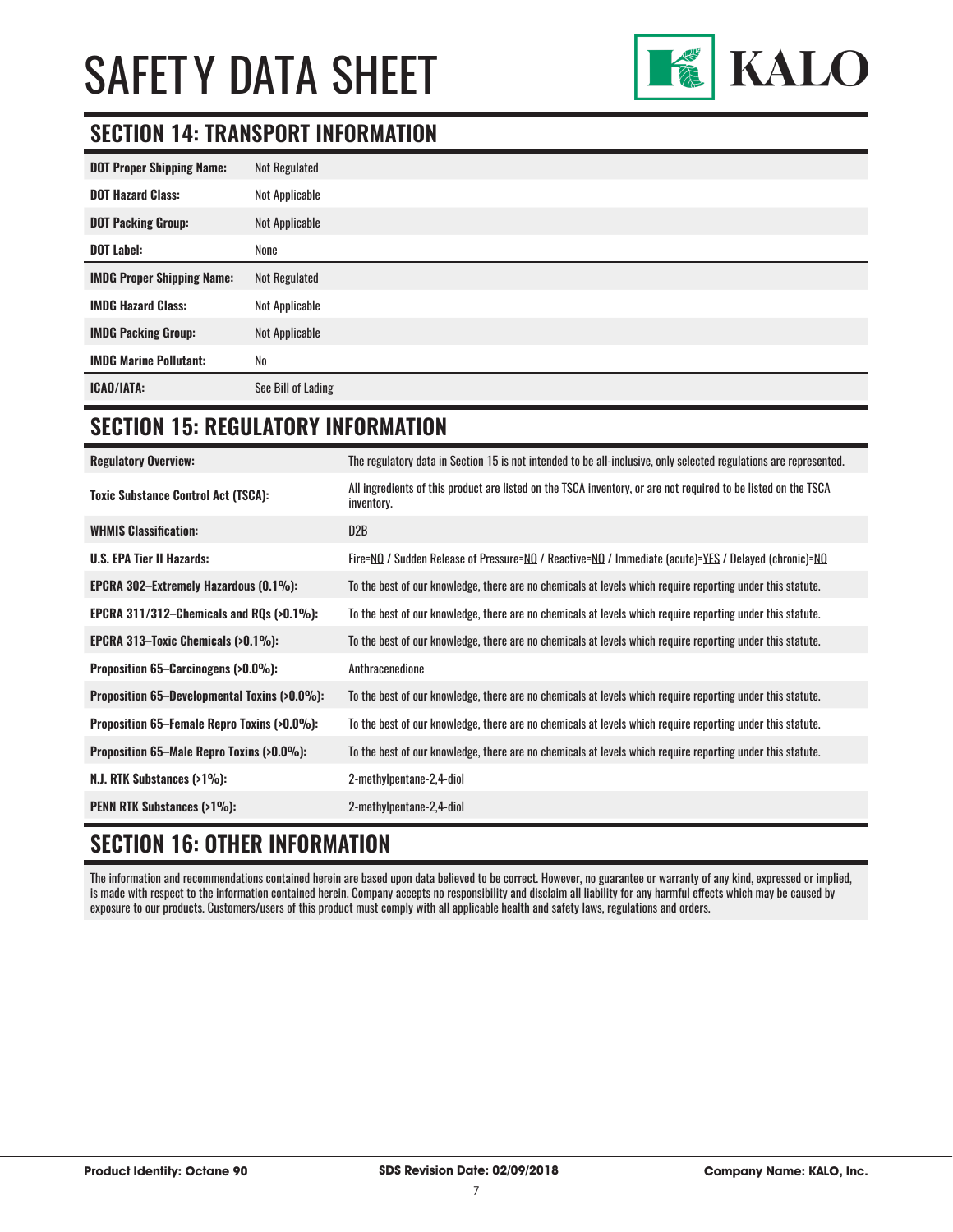# SAFETY DATA SHEET

## SECTION 14: TRANSPORT INFORMATION

| | |
|---|---|
| **DOT Proper Shipping Name:** | Not Regulated |
| **DOT Hazard Class:** | Not Applicable |
| **DOT Packing Group:** | Not Applicable |
| **DOT Label:** | None |
| **IMDG Proper Shipping Name:** | Not Regulated |
| **IMDG Hazard Class:** | Not Applicable |
| **IMDG Packing Group:** | Not Applicable |
| **IMDG Marine Pollutant:** | No |
| **ICAO/IATA:** | See Bill of Lading |

## SECTION 15: REGULATORY INFORMATION

| | |
|---|---|
| **Regulatory Overview:** | The regulatory data in Section 15 is not intended to be all-inclusive, only selected regulations are represented. |
| **Toxic Substance Control Act (TSCA):** | All ingredients of this product are listed on the TSCA inventory, or are not required to be listed on the TSCA inventory. |
| **WHMIS Classification:** | D2B |
| **U.S. EPA Tier II Hazards:** | Fire=NO / Sudden Release of Pressure=NO / Reactive=NO / Immediate (acute)=YES / Delayed (chronic)=NO |
| **EPCRA 302–Extremely Hazardous (0.1%):** | To the best of our knowledge, there are no chemicals at levels which require reporting under this statute. |
| **EPCRA 311/312–Chemicals and RQs (>0.1%):** | To the best of our knowledge, there are no chemicals at levels which require reporting under this statute. |
| **EPCRA 313–Toxic Chemicals (>0.1%):** | To the best of our knowledge, there are no chemicals at levels which require reporting under this statute. |
| **Proposition 65–Carcinogens (>0.0%):** | Anthracenedione |
| **Proposition 65–Developmental Toxins (>0.0%):** | To the best of our knowledge, there are no chemicals at levels which require reporting under this statute. |
| **Proposition 65–Female Repro Toxins (>0.0%):** | To the best of our knowledge, there are no chemicals at levels which require reporting under this statute. |
| **Proposition 65–Male Repro Toxins (>0.0%):** | To the best of our knowledge, there are no chemicals at levels which require reporting under this statute. |
| **N.J. RTK Substances (>1%):** | 2-methylpentane-2,4-diol |
| **PENN RTK Substances (>1%):** | 2-methylpentane-2,4-diol |

## SECTION 16: OTHER INFORMATION

The information and recommendations contained herein are based upon data believed to be correct. However, no guarantee or warranty of any kind, expressed or implied, is made with respect to the information contained herein. Company accepts no responsibility and disclaim all liability for any harmful effects which may be caused by exposure to our products. Customers/users of this product must comply with all applicable health and safety laws, regulations and orders.